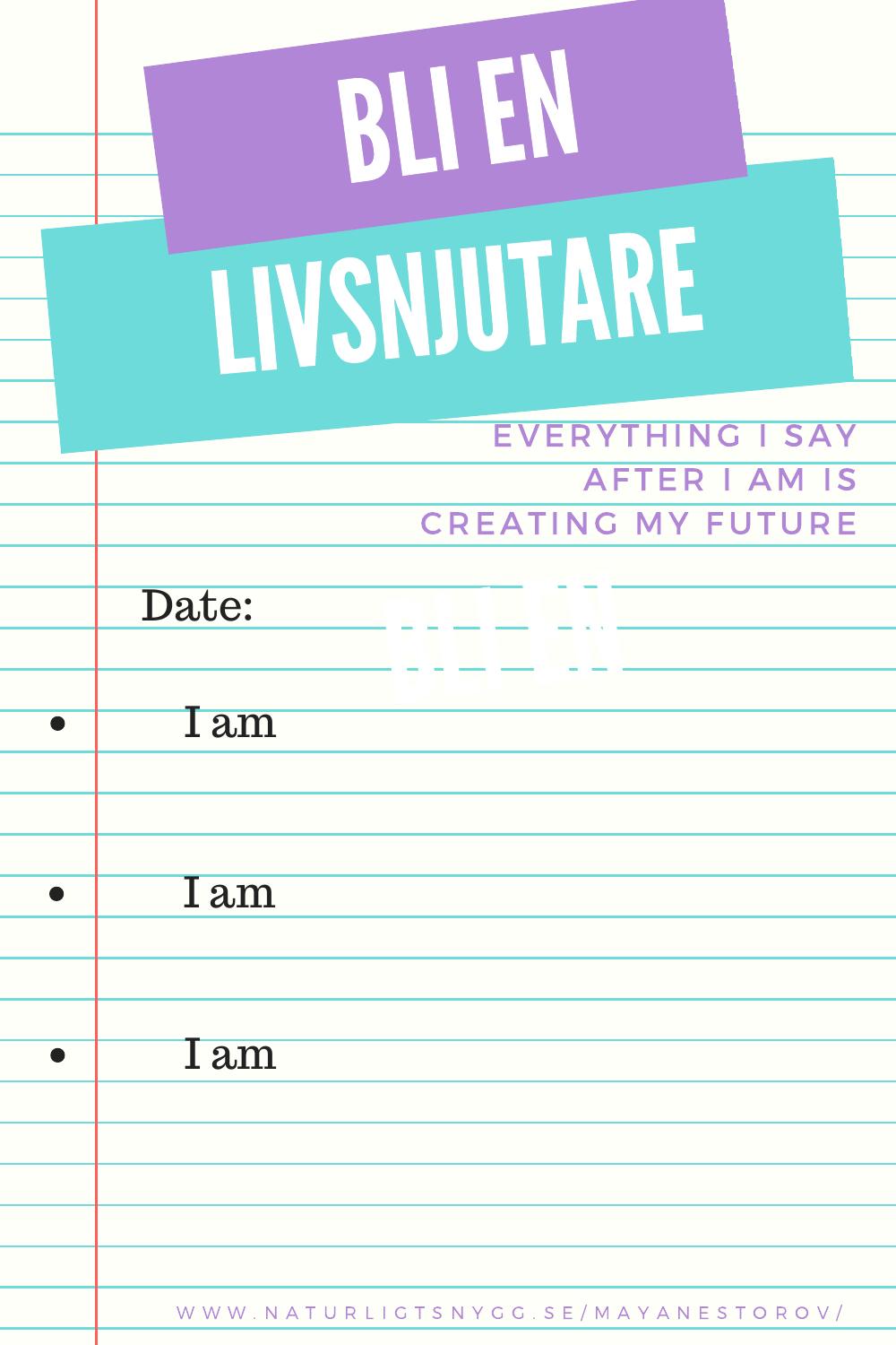# BLI EN LIVSNJUTARE

EVERYTHING I SAY AFTER I AM IS CREATING MY FUTURE

Date:

- I am
- I am
- I am

WWW.NATURLIGTSNYGG.SE/MAYANESTOROV/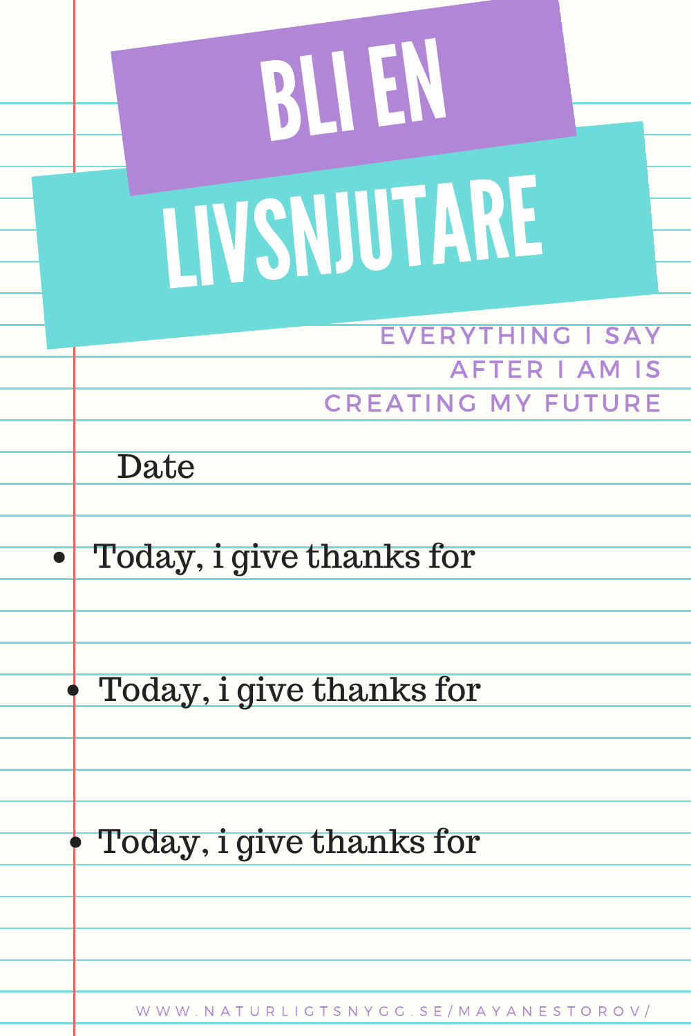# BLI EN LIVSNJUTARE

EVERYTHING I SAY
AFTER I AM IS
CREATING MY FUTURE

Date

- Today, i give thanks for
- Today, i give thanks for
- Today, i give thanks for

WWW.NATURLIGTSNYGG.SE/MAYANESTOROV/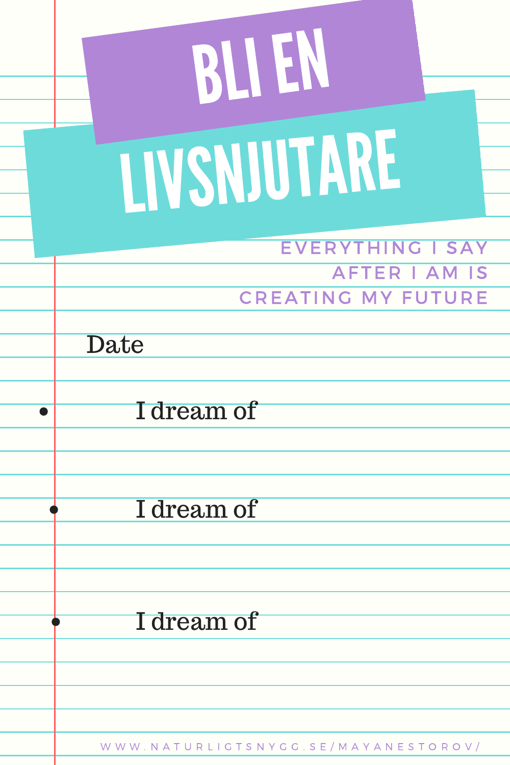# BLI EN LIVSNJUTARE

EVERYTHING I SAY
AFTER I AM IS
CREATING MY FUTURE

Date

- I dream of
- I dream of
- I dream of

WWW.NATURLIGTSNYGG.SE/MAYANESTOROV/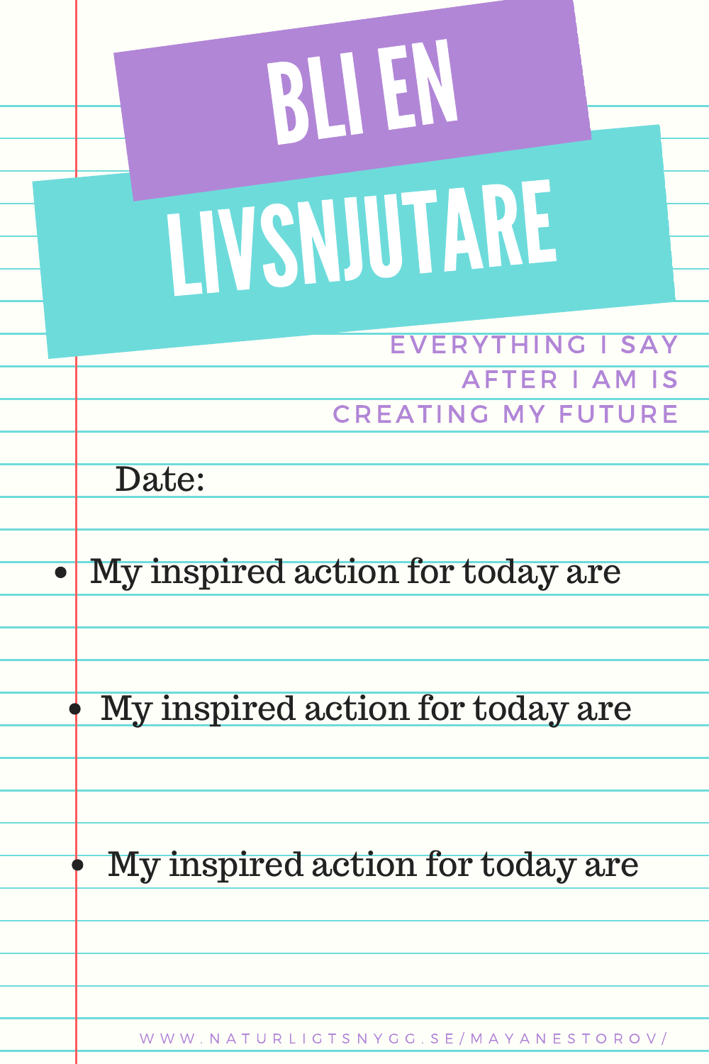# BLI EN LIVSNJUTARE

EVERYTHING I SAY
AFTER I AM IS
CREATING MY FUTURE

Date:

- My inspired action for today are

- My inspired action for today are

- My inspired action for today are

WWW.NATURLIGTSNYGG.SE/MAYANESTOROV/